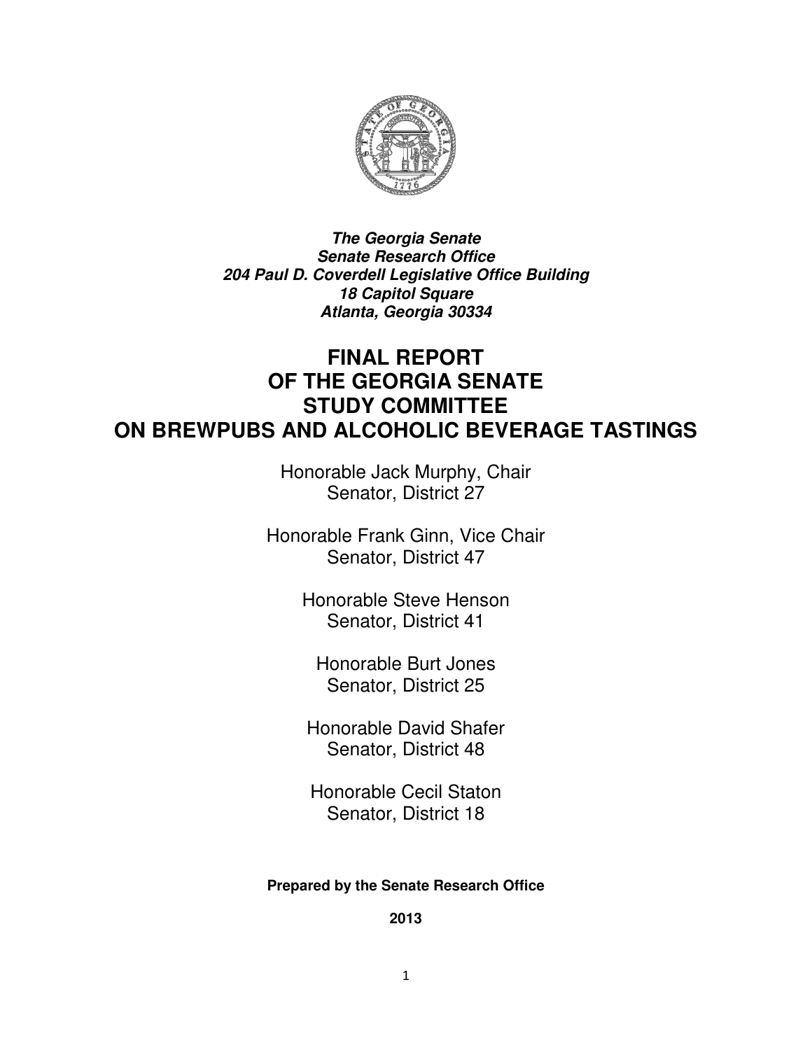***The Georgia Senate***
***Senate Research Office***
***204 Paul D. Coverdell Legislative Office Building***
***18 Capitol Square***
***Atlanta, Georgia 30334***

# FINAL REPORT OF THE GEORGIA SENATE STUDY COMMITTEE ON BREWPUBS AND ALCOHOLIC BEVERAGE TASTINGS

Honorable Jack Murphy, Chair
Senator, District 27

Honorable Frank Ginn, Vice Chair
Senator, District 47

Honorable Steve Henson
Senator, District 41

Honorable Burt Jones
Senator, District 25

Honorable David Shafer
Senator, District 48

Honorable Cecil Staton
Senator, District 18

**Prepared by the Senate Research Office**

**2013**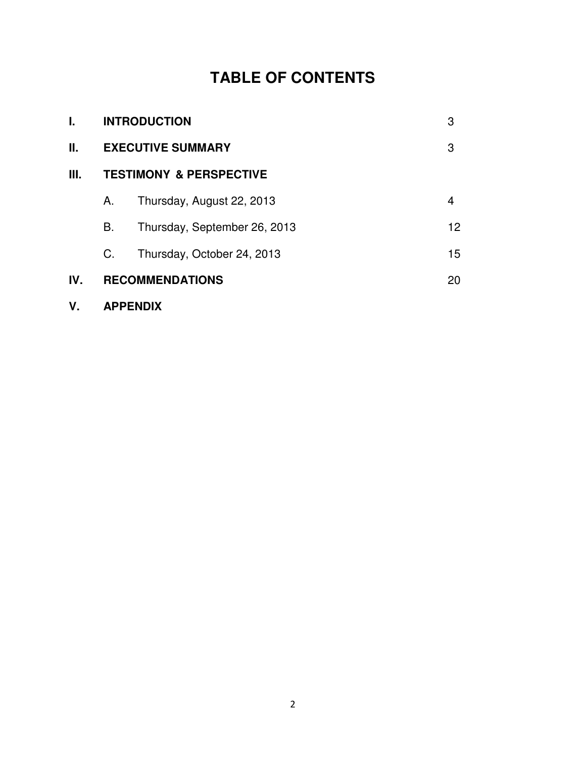# TABLE OF CONTENTS

| | | Page |
|---|---|---|
| **I.** | **INTRODUCTION** | 3 |
| **II.** | **EXECUTIVE SUMMARY** | 3 |
| **III.** | **TESTIMONY & PERSPECTIVE** | |
| | A. Thursday, August 22, 2013 | 4 |
| | B. Thursday, September 26, 2013 | 12 |
| | C. Thursday, October 24, 2013 | 15 |
| **IV.** | **RECOMMENDATIONS** | 20 |
| **V.** | **APPENDIX** | |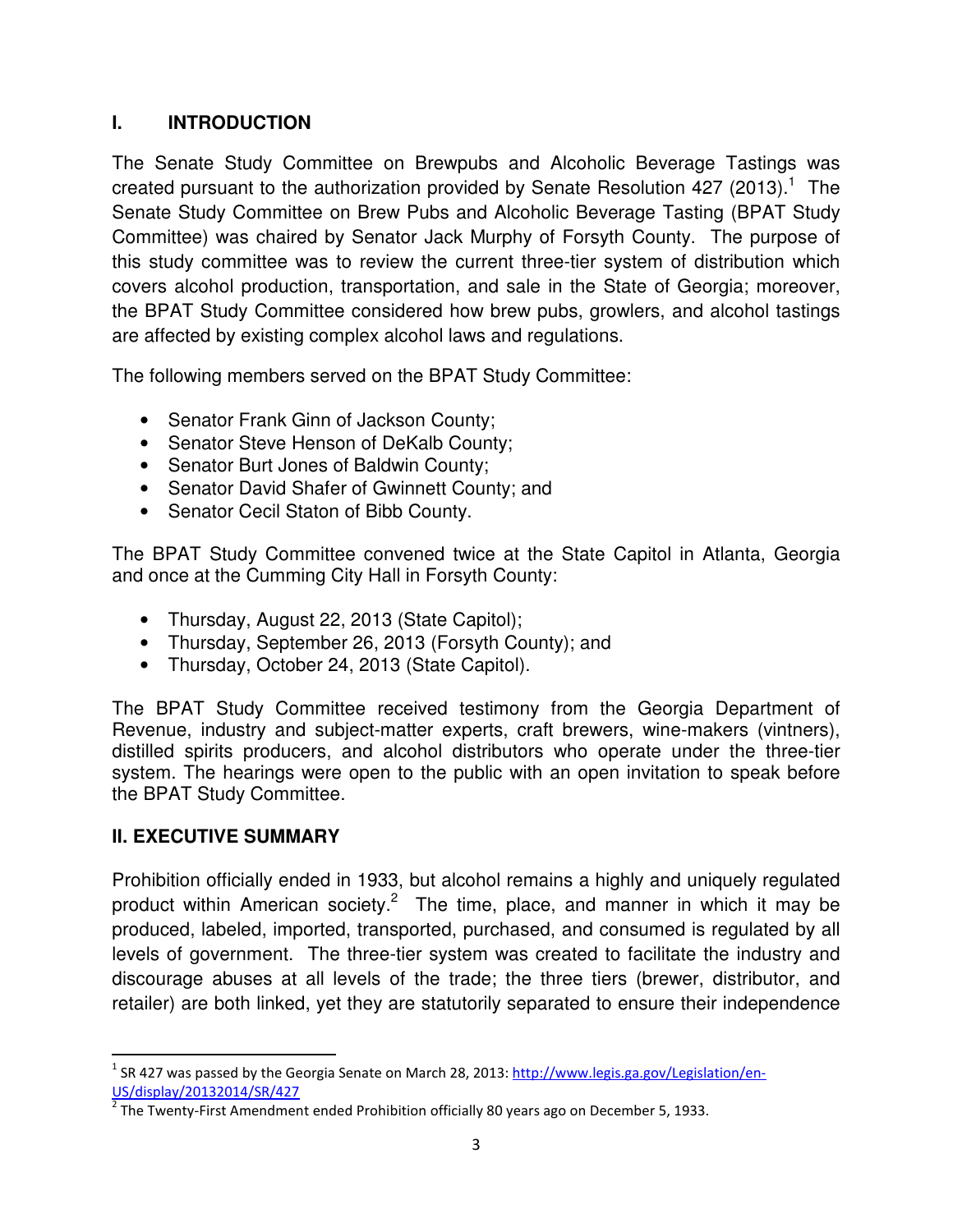## I. INTRODUCTION

The Senate Study Committee on Brewpubs and Alcoholic Beverage Tastings was created pursuant to the authorization provided by Senate Resolution 427 (2013).[1] The Senate Study Committee on Brew Pubs and Alcoholic Beverage Tasting (BPAT Study Committee) was chaired by Senator Jack Murphy of Forsyth County. The purpose of this study committee was to review the current three-tier system of distribution which covers alcohol production, transportation, and sale in the State of Georgia; moreover, the BPAT Study Committee considered how brew pubs, growlers, and alcohol tastings are affected by existing complex alcohol laws and regulations.

The following members served on the BPAT Study Committee:

- Senator Frank Ginn of Jackson County;
- Senator Steve Henson of DeKalb County;
- Senator Burt Jones of Baldwin County;
- Senator David Shafer of Gwinnett County; and
- Senator Cecil Staton of Bibb County.

The BPAT Study Committee convened twice at the State Capitol in Atlanta, Georgia and once at the Cumming City Hall in Forsyth County:

- Thursday, August 22, 2013 (State Capitol);
- Thursday, September 26, 2013 (Forsyth County); and
- Thursday, October 24, 2013 (State Capitol).

The BPAT Study Committee received testimony from the Georgia Department of Revenue, industry and subject-matter experts, craft brewers, wine-makers (vintners), distilled spirits producers, and alcohol distributors who operate under the three-tier system. The hearings were open to the public with an open invitation to speak before the BPAT Study Committee.

## II. EXECUTIVE SUMMARY

Prohibition officially ended in 1933, but alcohol remains a highly and uniquely regulated product within American society.[2] The time, place, and manner in which it may be produced, labeled, imported, transported, purchased, and consumed is regulated by all levels of government. The three-tier system was created to facilitate the industry and discourage abuses at all levels of the trade; the three tiers (brewer, distributor, and retailer) are both linked, yet they are statutorily separated to ensure their independence

---

[1] SR 427 was passed by the Georgia Senate on March 28, 2013: http://www.legis.ga.gov/Legislation/en-US/display/20132014/SR/427

[2] The Twenty-First Amendment ended Prohibition officially 80 years ago on December 5, 1933.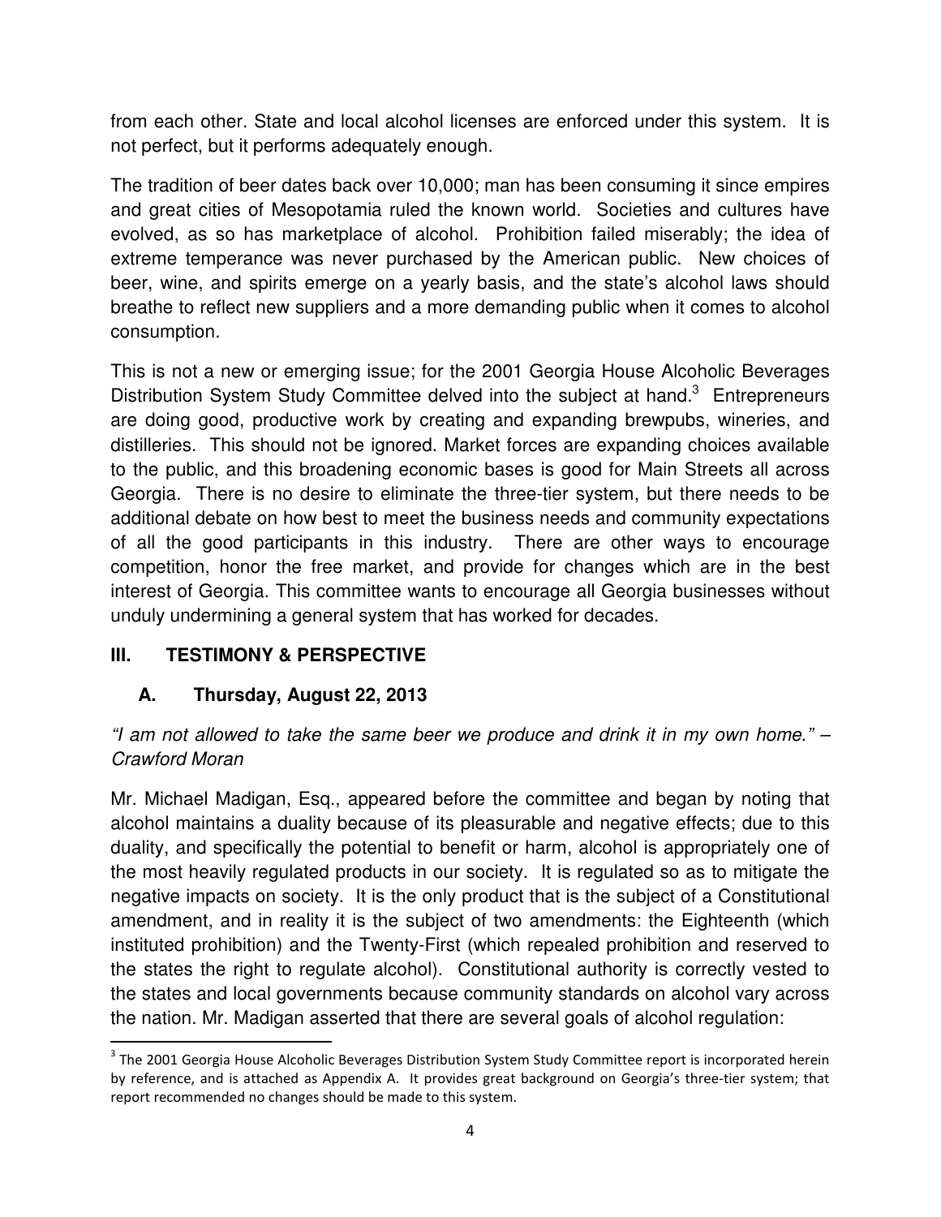from each other. State and local alcohol licenses are enforced under this system. It is not perfect, but it performs adequately enough.

The tradition of beer dates back over 10,000; man has been consuming it since empires and great cities of Mesopotamia ruled the known world. Societies and cultures have evolved, as so has marketplace of alcohol. Prohibition failed miserably; the idea of extreme temperance was never purchased by the American public. New choices of beer, wine, and spirits emerge on a yearly basis, and the state's alcohol laws should breathe to reflect new suppliers and a more demanding public when it comes to alcohol consumption.

This is not a new or emerging issue; for the 2001 Georgia House Alcoholic Beverages Distribution System Study Committee delved into the subject at hand.[3] Entrepreneurs are doing good, productive work by creating and expanding brewpubs, wineries, and distilleries. This should not be ignored. Market forces are expanding choices available to the public, and this broadening economic bases is good for Main Streets all across Georgia. There is no desire to eliminate the three-tier system, but there needs to be additional debate on how best to meet the business needs and community expectations of all the good participants in this industry. There are other ways to encourage competition, honor the free market, and provide for changes which are in the best interest of Georgia. This committee wants to encourage all Georgia businesses without unduly undermining a general system that has worked for decades.

## III. TESTIMONY & PERSPECTIVE

### A. Thursday, August 22, 2013

*"I am not allowed to take the same beer we produce and drink it in my own home." – Crawford Moran*

Mr. Michael Madigan, Esq., appeared before the committee and began by noting that alcohol maintains a duality because of its pleasurable and negative effects; due to this duality, and specifically the potential to benefit or harm, alcohol is appropriately one of the most heavily regulated products in our society. It is regulated so as to mitigate the negative impacts on society. It is the only product that is the subject of a Constitutional amendment, and in reality it is the subject of two amendments: the Eighteenth (which instituted prohibition) and the Twenty-First (which repealed prohibition and reserved to the states the right to regulate alcohol). Constitutional authority is correctly vested to the states and local governments because community standards on alcohol vary across the nation. Mr. Madigan asserted that there are several goals of alcohol regulation:

[3] The 2001 Georgia House Alcoholic Beverages Distribution System Study Committee report is incorporated herein by reference, and is attached as Appendix A. It provides great background on Georgia's three-tier system; that report recommended no changes should be made to this system.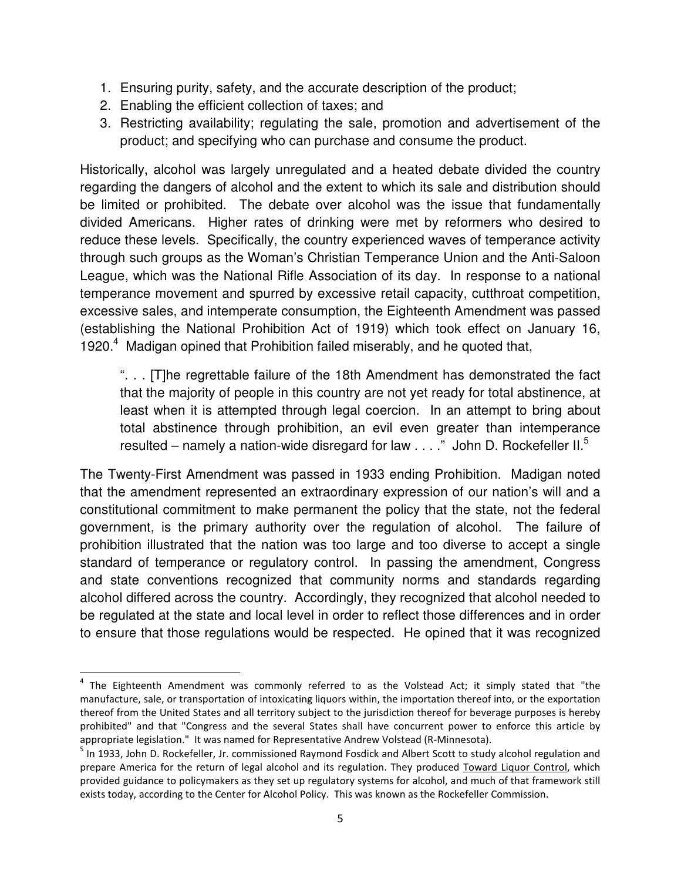1. Ensuring purity, safety, and the accurate description of the product;
2. Enabling the efficient collection of taxes; and
3. Restricting availability; regulating the sale, promotion and advertisement of the product; and specifying who can purchase and consume the product.

Historically, alcohol was largely unregulated and a heated debate divided the country regarding the dangers of alcohol and the extent to which its sale and distribution should be limited or prohibited. The debate over alcohol was the issue that fundamentally divided Americans. Higher rates of drinking were met by reformers who desired to reduce these levels. Specifically, the country experienced waves of temperance activity through such groups as the Woman's Christian Temperance Union and the Anti-Saloon League, which was the National Rifle Association of its day. In response to a national temperance movement and spurred by excessive retail capacity, cutthroat competition, excessive sales, and intemperate consumption, the Eighteenth Amendment was passed (establishing the National Prohibition Act of 1919) which took effect on January 16, 1920.[4] Madigan opined that Prohibition failed miserably, and he quoted that,

> ". . . [T]he regrettable failure of the 18th Amendment has demonstrated the fact that the majority of people in this country are not yet ready for total abstinence, at least when it is attempted through legal coercion. In an attempt to bring about total abstinence through prohibition, an evil even greater than intemperance resulted – namely a nation-wide disregard for law . . . ." John D. Rockefeller II.[5]

The Twenty-First Amendment was passed in 1933 ending Prohibition. Madigan noted that the amendment represented an extraordinary expression of our nation's will and a constitutional commitment to make permanent the policy that the state, not the federal government, is the primary authority over the regulation of alcohol. The failure of prohibition illustrated that the nation was too large and too diverse to accept a single standard of temperance or regulatory control. In passing the amendment, Congress and state conventions recognized that community norms and standards regarding alcohol differed across the country. Accordingly, they recognized that alcohol needed to be regulated at the state and local level in order to reflect those differences and in order to ensure that those regulations would be respected. He opined that it was recognized

---

[4] The Eighteenth Amendment was commonly referred to as the Volstead Act; it simply stated that "the manufacture, sale, or transportation of intoxicating liquors within, the importation thereof into, or the exportation thereof from the United States and all territory subject to the jurisdiction thereof for beverage purposes is hereby prohibited" and that "Congress and the several States shall have concurrent power to enforce this article by appropriate legislation." It was named for Representative Andrew Volstead (R-Minnesota).

[5] In 1933, John D. Rockefeller, Jr. commissioned Raymond Fosdick and Albert Scott to study alcohol regulation and prepare America for the return of legal alcohol and its regulation. They produced Toward Liquor Control, which provided guidance to policymakers as they set up regulatory systems for alcohol, and much of that framework still exists today, according to the Center for Alcohol Policy. This was known as the Rockefeller Commission.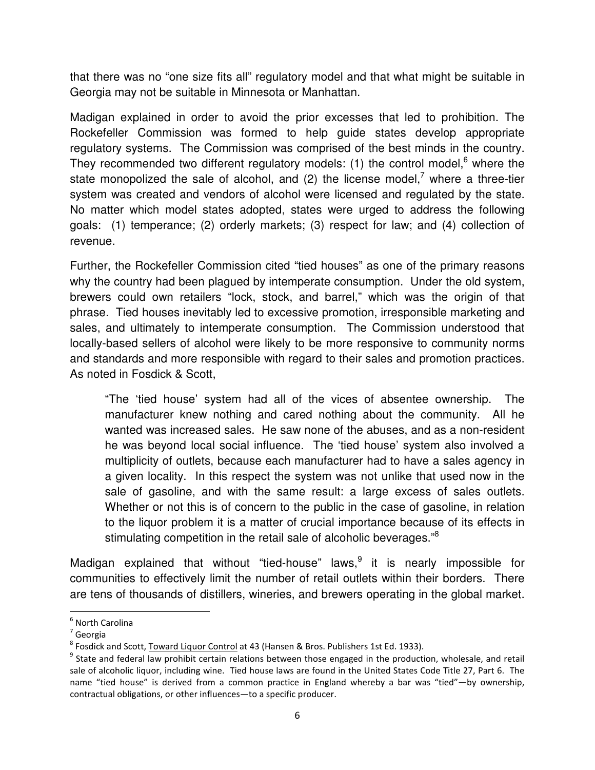that there was no "one size fits all" regulatory model and that what might be suitable in Georgia may not be suitable in Minnesota or Manhattan.

Madigan explained in order to avoid the prior excesses that led to prohibition. The Rockefeller Commission was formed to help guide states develop appropriate regulatory systems. The Commission was comprised of the best minds in the country. They recommended two different regulatory models: (1) the control model,[6] where the state monopolized the sale of alcohol, and (2) the license model,[7] where a three-tier system was created and vendors of alcohol were licensed and regulated by the state. No matter which model states adopted, states were urged to address the following goals: (1) temperance; (2) orderly markets; (3) respect for law; and (4) collection of revenue.

Further, the Rockefeller Commission cited "tied houses" as one of the primary reasons why the country had been plagued by intemperate consumption. Under the old system, brewers could own retailers "lock, stock, and barrel," which was the origin of that phrase. Tied houses inevitably led to excessive promotion, irresponsible marketing and sales, and ultimately to intemperate consumption. The Commission understood that locally-based sellers of alcohol were likely to be more responsive to community norms and standards and more responsible with regard to their sales and promotion practices. As noted in Fosdick & Scott,

> "The 'tied house' system had all of the vices of absentee ownership. The manufacturer knew nothing and cared nothing about the community. All he wanted was increased sales. He saw none of the abuses, and as a non-resident he was beyond local social influence. The 'tied house' system also involved a multiplicity of outlets, because each manufacturer had to have a sales agency in a given locality. In this respect the system was not unlike that used now in the sale of gasoline, and with the same result: a large excess of sales outlets. Whether or not this is of concern to the public in the case of gasoline, in relation to the liquor problem it is a matter of crucial importance because of its effects in stimulating competition in the retail sale of alcoholic beverages."[8]

Madigan explained that without "tied-house" laws,[9] it is nearly impossible for communities to effectively limit the number of retail outlets within their borders. There are tens of thousands of distillers, wineries, and brewers operating in the global market.

---

[6] North Carolina

[7] Georgia

[8] Fosdick and Scott, Toward Liquor Control at 43 (Hansen & Bros. Publishers 1st Ed. 1933).

[9] State and federal law prohibit certain relations between those engaged in the production, wholesale, and retail sale of alcoholic liquor, including wine. Tied house laws are found in the United States Code Title 27, Part 6. The name "tied house" is derived from a common practice in England whereby a bar was "tied"—by ownership, contractual obligations, or other influences—to a specific producer.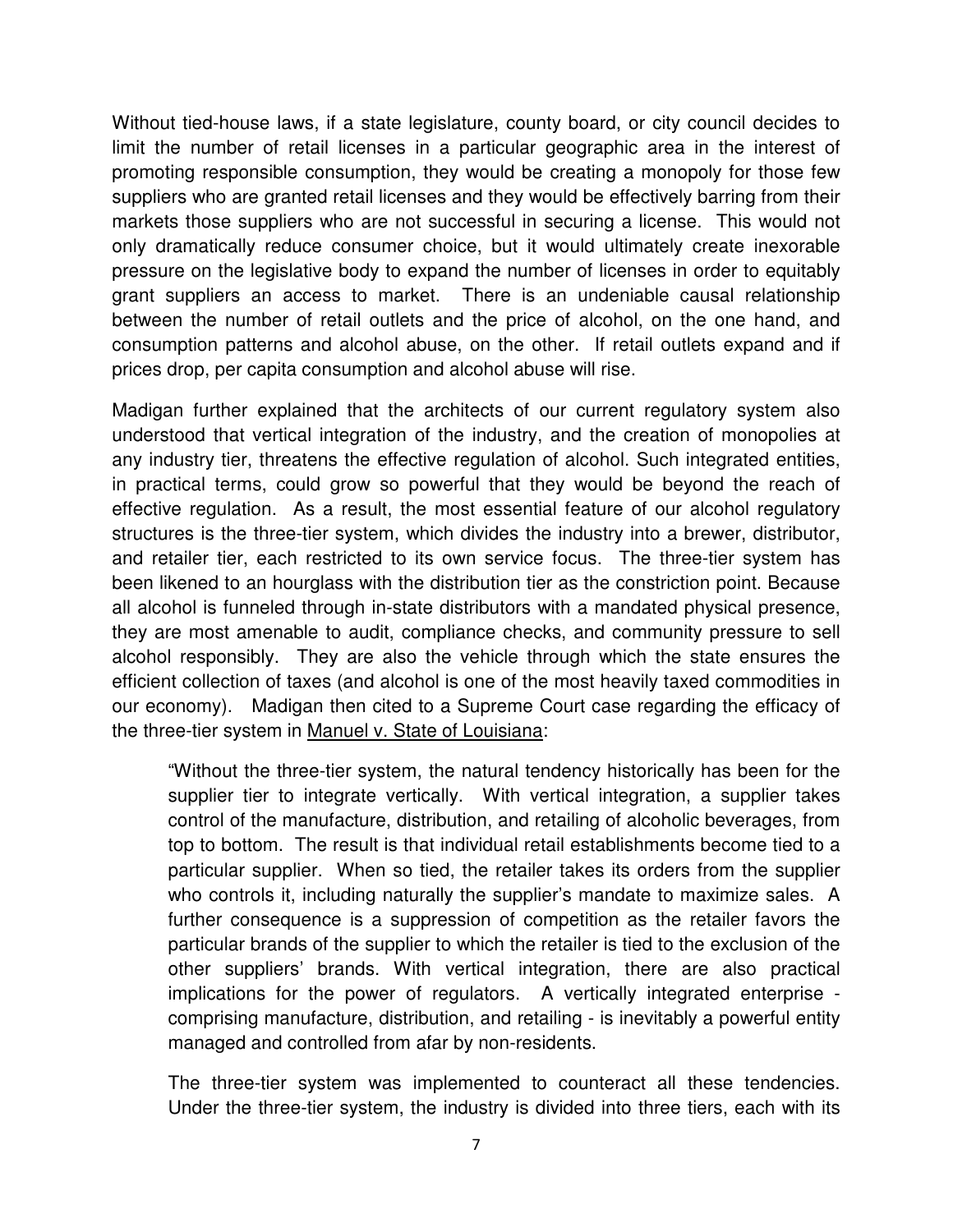Without tied-house laws, if a state legislature, county board, or city council decides to limit the number of retail licenses in a particular geographic area in the interest of promoting responsible consumption, they would be creating a monopoly for those few suppliers who are granted retail licenses and they would be effectively barring from their markets those suppliers who are not successful in securing a license. This would not only dramatically reduce consumer choice, but it would ultimately create inexorable pressure on the legislative body to expand the number of licenses in order to equitably grant suppliers an access to market. There is an undeniable causal relationship between the number of retail outlets and the price of alcohol, on the one hand, and consumption patterns and alcohol abuse, on the other. If retail outlets expand and if prices drop, per capita consumption and alcohol abuse will rise.

Madigan further explained that the architects of our current regulatory system also understood that vertical integration of the industry, and the creation of monopolies at any industry tier, threatens the effective regulation of alcohol. Such integrated entities, in practical terms, could grow so powerful that they would be beyond the reach of effective regulation. As a result, the most essential feature of our alcohol regulatory structures is the three-tier system, which divides the industry into a brewer, distributor, and retailer tier, each restricted to its own service focus. The three-tier system has been likened to an hourglass with the distribution tier as the constriction point. Because all alcohol is funneled through in-state distributors with a mandated physical presence, they are most amenable to audit, compliance checks, and community pressure to sell alcohol responsibly. They are also the vehicle through which the state ensures the efficient collection of taxes (and alcohol is one of the most heavily taxed commodities in our economy). Madigan then cited to a Supreme Court case regarding the efficacy of the three-tier system in <u>Manuel v. State of Louisiana</u>:

> "Without the three-tier system, the natural tendency historically has been for the supplier tier to integrate vertically. With vertical integration, a supplier takes control of the manufacture, distribution, and retailing of alcoholic beverages, from top to bottom. The result is that individual retail establishments become tied to a particular supplier. When so tied, the retailer takes its orders from the supplier who controls it, including naturally the supplier's mandate to maximize sales. A further consequence is a suppression of competition as the retailer favors the particular brands of the supplier to which the retailer is tied to the exclusion of the other suppliers' brands. With vertical integration, there are also practical implications for the power of regulators. A vertically integrated enterprise - comprising manufacture, distribution, and retailing - is inevitably a powerful entity managed and controlled from afar by non-residents.
>
> The three-tier system was implemented to counteract all these tendencies. Under the three-tier system, the industry is divided into three tiers, each with its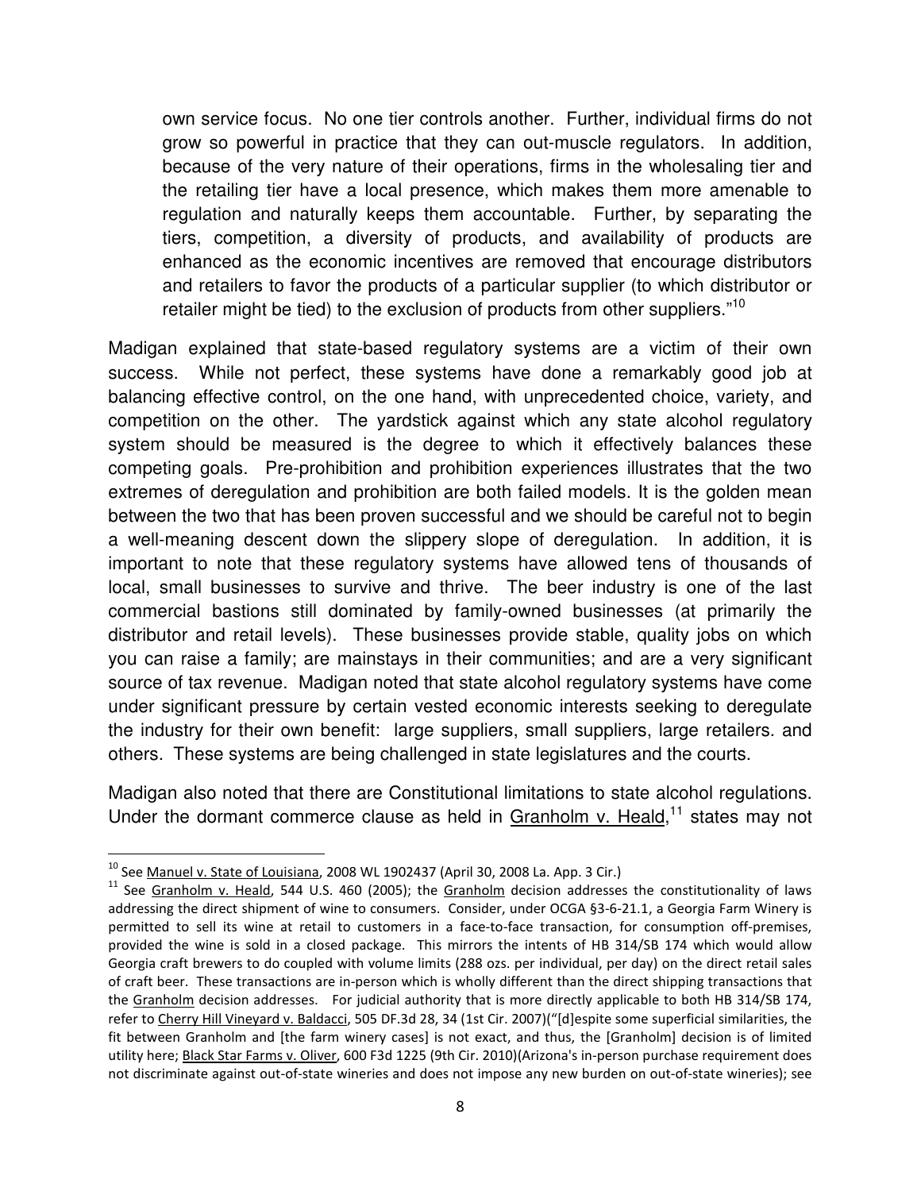> own service focus. No one tier controls another. Further, individual firms do not grow so powerful in practice that they can out-muscle regulators. In addition, because of the very nature of their operations, firms in the wholesaling tier and the retailing tier have a local presence, which makes them more amenable to regulation and naturally keeps them accountable. Further, by separating the tiers, competition, a diversity of products, and availability of products are enhanced as the economic incentives are removed that encourage distributors and retailers to favor the products of a particular supplier (to which distributor or retailer might be tied) to the exclusion of products from other suppliers."[10]

Madigan explained that state-based regulatory systems are a victim of their own success. While not perfect, these systems have done a remarkably good job at balancing effective control, on the one hand, with unprecedented choice, variety, and competition on the other. The yardstick against which any state alcohol regulatory system should be measured is the degree to which it effectively balances these competing goals. Pre-prohibition and prohibition experiences illustrates that the two extremes of deregulation and prohibition are both failed models. It is the golden mean between the two that has been proven successful and we should be careful not to begin a well-meaning descent down the slippery slope of deregulation. In addition, it is important to note that these regulatory systems have allowed tens of thousands of local, small businesses to survive and thrive. The beer industry is one of the last commercial bastions still dominated by family-owned businesses (at primarily the distributor and retail levels). These businesses provide stable, quality jobs on which you can raise a family; are mainstays in their communities; and are a very significant source of tax revenue. Madigan noted that state alcohol regulatory systems have come under significant pressure by certain vested economic interests seeking to deregulate the industry for their own benefit: large suppliers, small suppliers, large retailers. and others. These systems are being challenged in state legislatures and the courts.

Madigan also noted that there are Constitutional limitations to state alcohol regulations. Under the dormant commerce clause as held in Granholm v. Heald,[11] states may not

---

[10] See Manuel v. State of Louisiana, 2008 WL 1902437 (April 30, 2008 La. App. 3 Cir.)

[11] See Granholm v. Heald, 544 U.S. 460 (2005); the Granholm decision addresses the constitutionality of laws addressing the direct shipment of wine to consumers. Consider, under OCGA §3-6-21.1, a Georgia Farm Winery is permitted to sell its wine at retail to customers in a face-to-face transaction, for consumption off-premises, provided the wine is sold in a closed package. This mirrors the intents of HB 314/SB 174 which would allow Georgia craft brewers to do coupled with volume limits (288 ozs. per individual, per day) on the direct retail sales of craft beer. These transactions are in-person which is wholly different than the direct shipping transactions that the Granholm decision addresses. For judicial authority that is more directly applicable to both HB 314/SB 174, refer to Cherry Hill Vineyard v. Baldacci, 505 DF.3d 28, 34 (1st Cir. 2007)("[d]espite some superficial similarities, the fit between Granholm and [the farm winery cases] is not exact, and thus, the [Granholm] decision is of limited utility here; Black Star Farms v. Oliver, 600 F3d 1225 (9th Cir. 2010)(Arizona's in-person purchase requirement does not discriminate against out-of-state wineries and does not impose any new burden on out-of-state wineries); see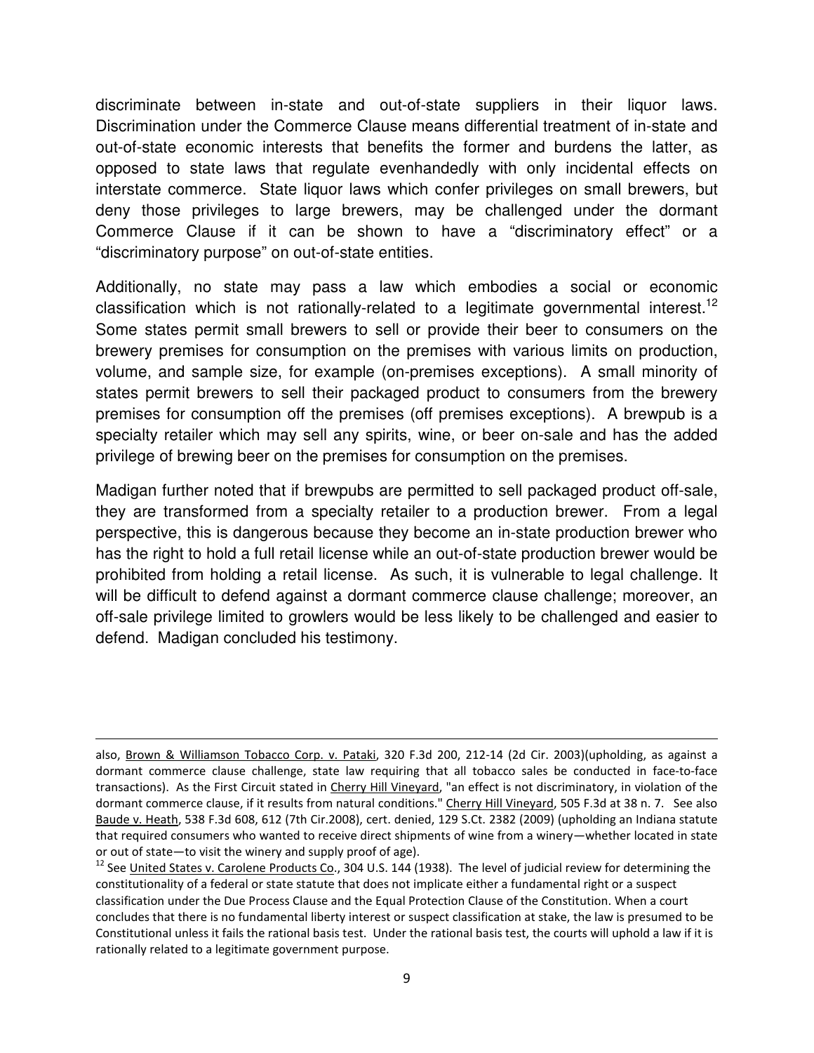discriminate between in-state and out-of-state suppliers in their liquor laws. Discrimination under the Commerce Clause means differential treatment of in-state and out-of-state economic interests that benefits the former and burdens the latter, as opposed to state laws that regulate evenhandedly with only incidental effects on interstate commerce. State liquor laws which confer privileges on small brewers, but deny those privileges to large brewers, may be challenged under the dormant Commerce Clause if it can be shown to have a "discriminatory effect" or a "discriminatory purpose" on out-of-state entities.

Additionally, no state may pass a law which embodies a social or economic classification which is not rationally-related to a legitimate governmental interest.[12] Some states permit small brewers to sell or provide their beer to consumers on the brewery premises for consumption on the premises with various limits on production, volume, and sample size, for example (on-premises exceptions). A small minority of states permit brewers to sell their packaged product to consumers from the brewery premises for consumption off the premises (off premises exceptions). A brewpub is a specialty retailer which may sell any spirits, wine, or beer on-sale and has the added privilege of brewing beer on the premises for consumption on the premises.

Madigan further noted that if brewpubs are permitted to sell packaged product off-sale, they are transformed from a specialty retailer to a production brewer. From a legal perspective, this is dangerous because they become an in-state production brewer who has the right to hold a full retail license while an out-of-state production brewer would be prohibited from holding a retail license. As such, it is vulnerable to legal challenge. It will be difficult to defend against a dormant commerce clause challenge; moreover, an off-sale privilege limited to growlers would be less likely to be challenged and easier to defend. Madigan concluded his testimony.

---

also, Brown & Williamson Tobacco Corp. v. Pataki, 320 F.3d 200, 212-14 (2d Cir. 2003)(upholding, as against a dormant commerce clause challenge, state law requiring that all tobacco sales be conducted in face-to-face transactions). As the First Circuit stated in Cherry Hill Vineyard, "an effect is not discriminatory, in violation of the dormant commerce clause, if it results from natural conditions." Cherry Hill Vineyard, 505 F.3d at 38 n. 7. See also Baude v. Heath, 538 F.3d 608, 612 (7th Cir.2008), cert. denied, 129 S.Ct. 2382 (2009) (upholding an Indiana statute that required consumers who wanted to receive direct shipments of wine from a winery—whether located in state or out of state—to visit the winery and supply proof of age).

[12] See United States v. Carolene Products Co., 304 U.S. 144 (1938). The level of judicial review for determining the constitutionality of a federal or state statute that does not implicate either a fundamental right or a suspect classification under the Due Process Clause and the Equal Protection Clause of the Constitution. When a court concludes that there is no fundamental liberty interest or suspect classification at stake, the law is presumed to be Constitutional unless it fails the rational basis test. Under the rational basis test, the courts will uphold a law if it is rationally related to a legitimate government purpose.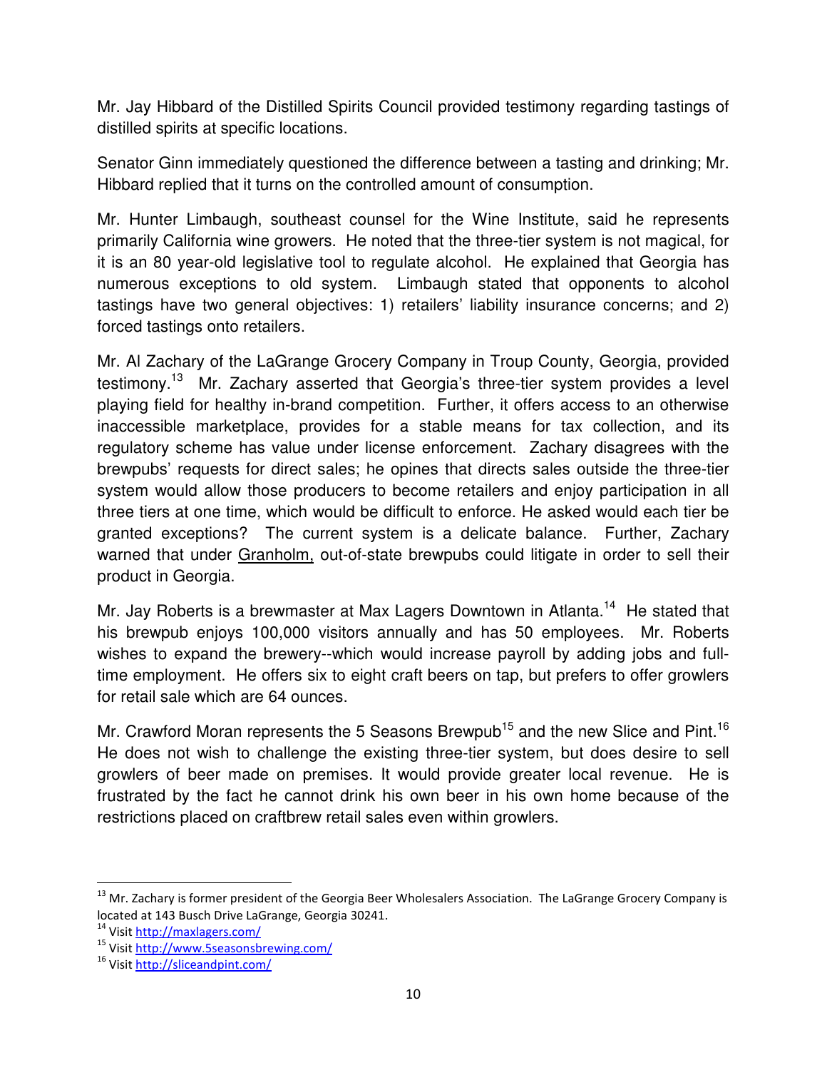Mr. Jay Hibbard of the Distilled Spirits Council provided testimony regarding tastings of distilled spirits at specific locations.

Senator Ginn immediately questioned the difference between a tasting and drinking; Mr. Hibbard replied that it turns on the controlled amount of consumption.

Mr. Hunter Limbaugh, southeast counsel for the Wine Institute, said he represents primarily California wine growers. He noted that the three-tier system is not magical, for it is an 80 year-old legislative tool to regulate alcohol. He explained that Georgia has numerous exceptions to old system. Limbaugh stated that opponents to alcohol tastings have two general objectives: 1) retailers' liability insurance concerns; and 2) forced tastings onto retailers.

Mr. Al Zachary of the LaGrange Grocery Company in Troup County, Georgia, provided testimony.[13] Mr. Zachary asserted that Georgia's three-tier system provides a level playing field for healthy in-brand competition. Further, it offers access to an otherwise inaccessible marketplace, provides for a stable means for tax collection, and its regulatory scheme has value under license enforcement. Zachary disagrees with the brewpubs' requests for direct sales; he opines that directs sales outside the three-tier system would allow those producers to become retailers and enjoy participation in all three tiers at one time, which would be difficult to enforce. He asked would each tier be granted exceptions? The current system is a delicate balance. Further, Zachary warned that under <u>Granholm,</u> out-of-state brewpubs could litigate in order to sell their product in Georgia.

Mr. Jay Roberts is a brewmaster at Max Lagers Downtown in Atlanta.[14] He stated that his brewpub enjoys 100,000 visitors annually and has 50 employees. Mr. Roberts wishes to expand the brewery--which would increase payroll by adding jobs and full-time employment. He offers six to eight craft beers on tap, but prefers to offer growlers for retail sale which are 64 ounces.

Mr. Crawford Moran represents the 5 Seasons Brewpub[15] and the new Slice and Pint.[16] He does not wish to challenge the existing three-tier system, but does desire to sell growlers of beer made on premises. It would provide greater local revenue. He is frustrated by the fact he cannot drink his own beer in his own home because of the restrictions placed on craftbrew retail sales even within growlers.

---

[13] Mr. Zachary is former president of the Georgia Beer Wholesalers Association. The LaGrange Grocery Company is located at 143 Busch Drive LaGrange, Georgia 30241.

[14] Visit http://maxlagers.com/

[15] Visit http://www.5seasonsbrewing.com/

[16] Visit http://sliceandpint.com/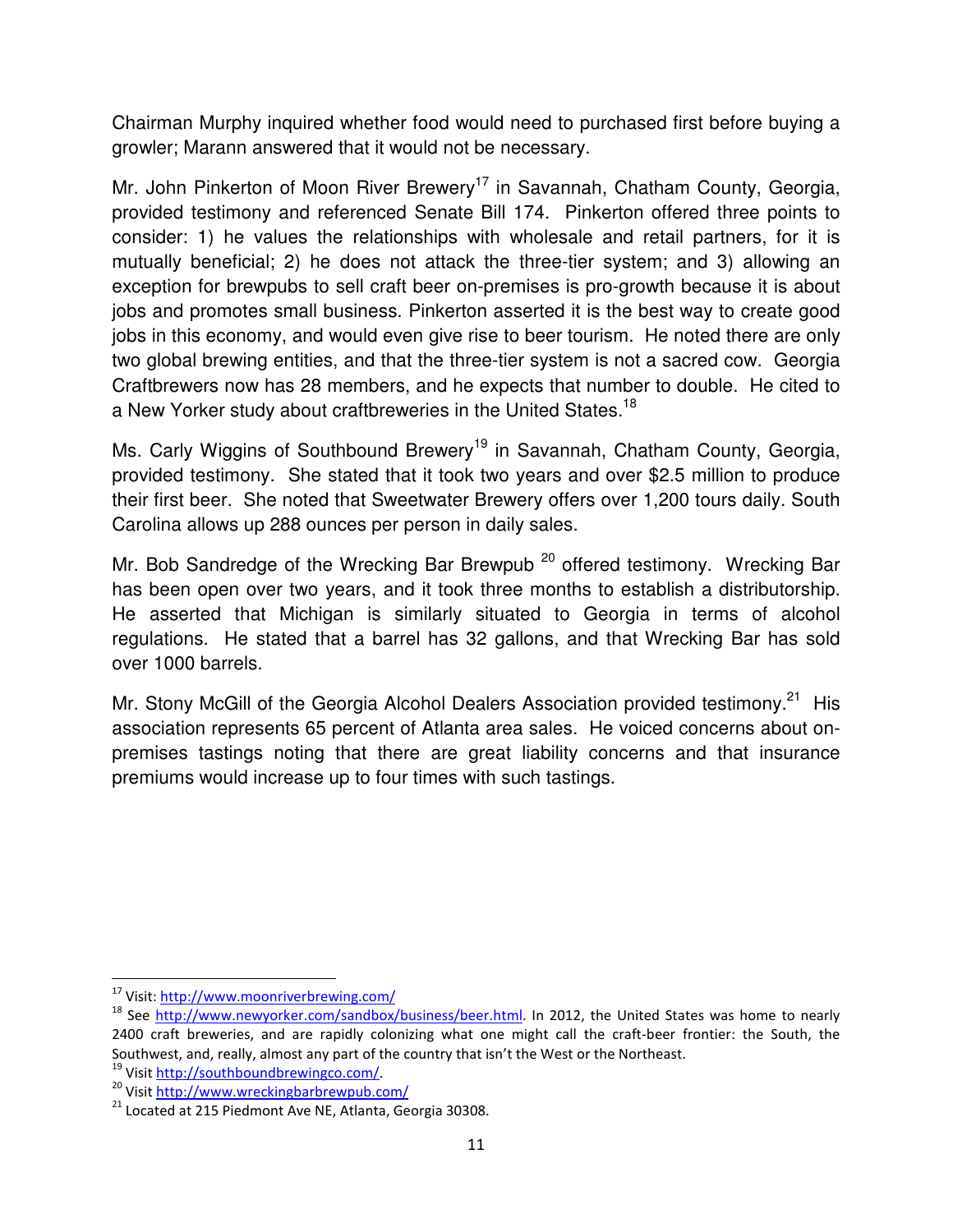Chairman Murphy inquired whether food would need to purchased first before buying a growler; Marann answered that it would not be necessary.

Mr. John Pinkerton of Moon River Brewery[17] in Savannah, Chatham County, Georgia, provided testimony and referenced Senate Bill 174. Pinkerton offered three points to consider: 1) he values the relationships with wholesale and retail partners, for it is mutually beneficial; 2) he does not attack the three-tier system; and 3) allowing an exception for brewpubs to sell craft beer on-premises is pro-growth because it is about jobs and promotes small business. Pinkerton asserted it is the best way to create good jobs in this economy, and would even give rise to beer tourism. He noted there are only two global brewing entities, and that the three-tier system is not a sacred cow. Georgia Craftbrewers now has 28 members, and he expects that number to double. He cited to a New Yorker study about craftbreweries in the United States.[18]

Ms. Carly Wiggins of Southbound Brewery[19] in Savannah, Chatham County, Georgia, provided testimony. She stated that it took two years and over $2.5 million to produce their first beer. She noted that Sweetwater Brewery offers over 1,200 tours daily. South Carolina allows up 288 ounces per person in daily sales.

Mr. Bob Sandredge of the Wrecking Bar Brewpub [20] offered testimony. Wrecking Bar has been open over two years, and it took three months to establish a distributorship. He asserted that Michigan is similarly situated to Georgia in terms of alcohol regulations. He stated that a barrel has 32 gallons, and that Wrecking Bar has sold over 1000 barrels.

Mr. Stony McGill of the Georgia Alcohol Dealers Association provided testimony.[21] His association represents 65 percent of Atlanta area sales. He voiced concerns about on-premises tastings noting that there are great liability concerns and that insurance premiums would increase up to four times with such tastings.

---

[17] Visit: http://www.moonriverbrewing.com/

[18] See http://www.newyorker.com/sandbox/business/beer.html. In 2012, the United States was home to nearly 2400 craft breweries, and are rapidly colonizing what one might call the craft-beer frontier: the South, the Southwest, and, really, almost any part of the country that isn't the West or the Northeast.

[19] Visit http://southboundbrewingco.com/.

[20] Visit http://www.wreckingbarbrewpub.com/

[21] Located at 215 Piedmont Ave NE, Atlanta, Georgia 30308.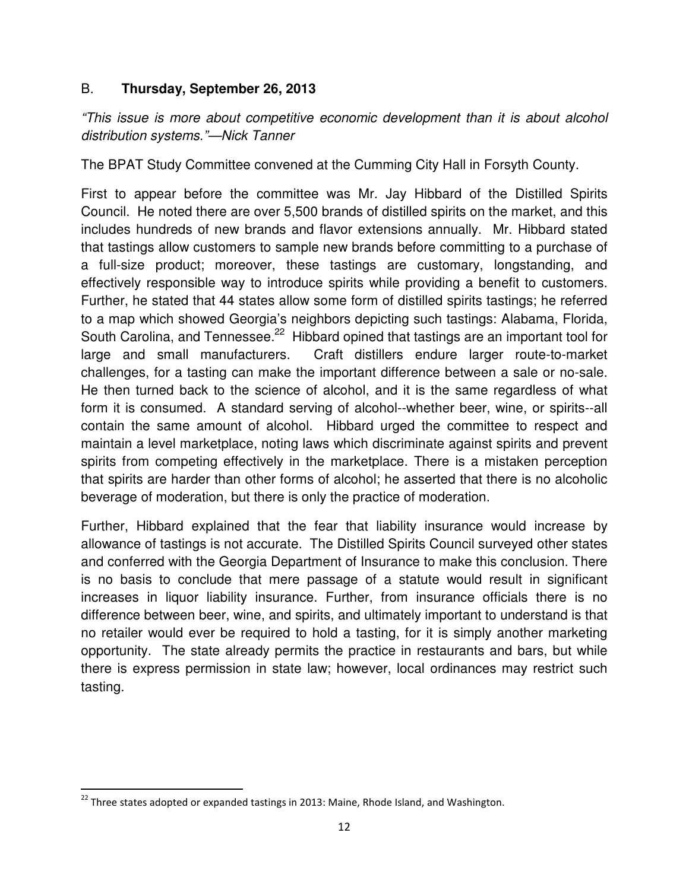## B. **Thursday, September 26, 2013**

*"This issue is more about competitive economic development than it is about alcohol distribution systems."—Nick Tanner*

The BPAT Study Committee convened at the Cumming City Hall in Forsyth County.

First to appear before the committee was Mr. Jay Hibbard of the Distilled Spirits Council. He noted there are over 5,500 brands of distilled spirits on the market, and this includes hundreds of new brands and flavor extensions annually. Mr. Hibbard stated that tastings allow customers to sample new brands before committing to a purchase of a full-size product; moreover, these tastings are customary, longstanding, and effectively responsible way to introduce spirits while providing a benefit to customers. Further, he stated that 44 states allow some form of distilled spirits tastings; he referred to a map which showed Georgia's neighbors depicting such tastings: Alabama, Florida, South Carolina, and Tennessee.[22] Hibbard opined that tastings are an important tool for large and small manufacturers. Craft distillers endure larger route-to-market challenges, for a tasting can make the important difference between a sale or no-sale. He then turned back to the science of alcohol, and it is the same regardless of what form it is consumed. A standard serving of alcohol--whether beer, wine, or spirits--all contain the same amount of alcohol. Hibbard urged the committee to respect and maintain a level marketplace, noting laws which discriminate against spirits and prevent spirits from competing effectively in the marketplace. There is a mistaken perception that spirits are harder than other forms of alcohol; he asserted that there is no alcoholic beverage of moderation, but there is only the practice of moderation.

Further, Hibbard explained that the fear that liability insurance would increase by allowance of tastings is not accurate. The Distilled Spirits Council surveyed other states and conferred with the Georgia Department of Insurance to make this conclusion. There is no basis to conclude that mere passage of a statute would result in significant increases in liquor liability insurance. Further, from insurance officials there is no difference between beer, wine, and spirits, and ultimately important to understand is that no retailer would ever be required to hold a tasting, for it is simply another marketing opportunity. The state already permits the practice in restaurants and bars, but while there is express permission in state law; however, local ordinances may restrict such tasting.

---

[22] Three states adopted or expanded tastings in 2013: Maine, Rhode Island, and Washington.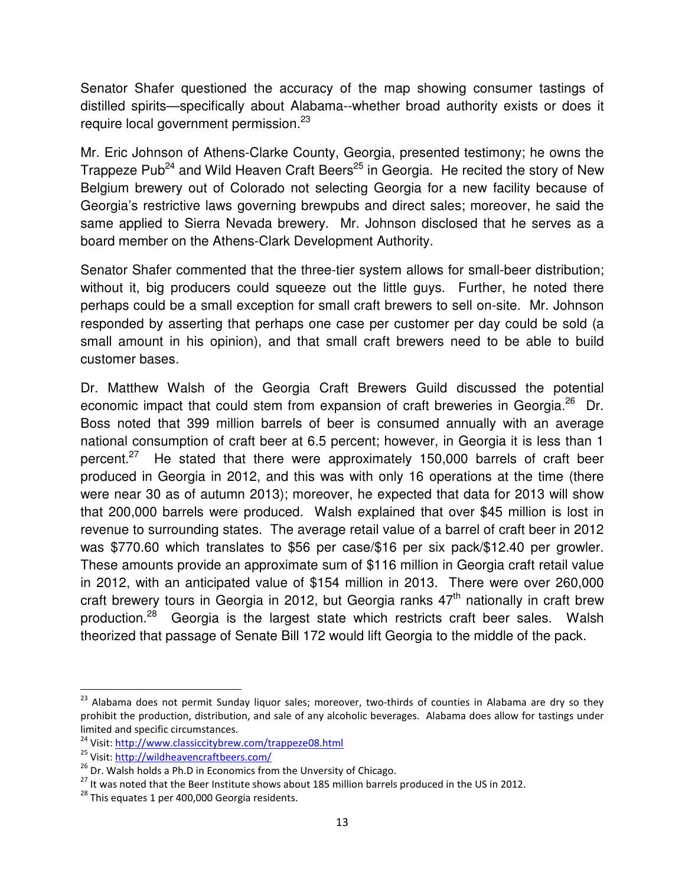Senator Shafer questioned the accuracy of the map showing consumer tastings of distilled spirits—specifically about Alabama--whether broad authority exists or does it require local government permission.[23]

Mr. Eric Johnson of Athens-Clarke County, Georgia, presented testimony; he owns the Trappeze Pub[24] and Wild Heaven Craft Beers[25] in Georgia. He recited the story of New Belgium brewery out of Colorado not selecting Georgia for a new facility because of Georgia's restrictive laws governing brewpubs and direct sales; moreover, he said the same applied to Sierra Nevada brewery. Mr. Johnson disclosed that he serves as a board member on the Athens-Clark Development Authority.

Senator Shafer commented that the three-tier system allows for small-beer distribution; without it, big producers could squeeze out the little guys. Further, he noted there perhaps could be a small exception for small craft brewers to sell on-site. Mr. Johnson responded by asserting that perhaps one case per customer per day could be sold (a small amount in his opinion), and that small craft brewers need to be able to build customer bases.

Dr. Matthew Walsh of the Georgia Craft Brewers Guild discussed the potential economic impact that could stem from expansion of craft breweries in Georgia.[26] Dr. Boss noted that 399 million barrels of beer is consumed annually with an average national consumption of craft beer at 6.5 percent; however, in Georgia it is less than 1 percent.[27] He stated that there were approximately 150,000 barrels of craft beer produced in Georgia in 2012, and this was with only 16 operations at the time (there were near 30 as of autumn 2013); moreover, he expected that data for 2013 will show that 200,000 barrels were produced. Walsh explained that over $45 million is lost in revenue to surrounding states. The average retail value of a barrel of craft beer in 2012 was $770.60 which translates to $56 per case/$16 per six pack/$12.40 per growler. These amounts provide an approximate sum of $116 million in Georgia craft retail value in 2012, with an anticipated value of $154 million in 2013. There were over 260,000 craft brewery tours in Georgia in 2012, but Georgia ranks 47th nationally in craft brew production.[28] Georgia is the largest state which restricts craft beer sales. Walsh theorized that passage of Senate Bill 172 would lift Georgia to the middle of the pack.

---

[23] Alabama does not permit Sunday liquor sales; moreover, two-thirds of counties in Alabama are dry so they prohibit the production, distribution, and sale of any alcoholic beverages. Alabama does allow for tastings under limited and specific circumstances.

[24] Visit: http://www.classiccitybrew.com/trappeze08.html

[25] Visit: http://wildheavencraftbeers.com/

[26] Dr. Walsh holds a Ph.D in Economics from the Unversity of Chicago.

[27] It was noted that the Beer Institute shows about 185 million barrels produced in the US in 2012.

[28] This equates 1 per 400,000 Georgia residents.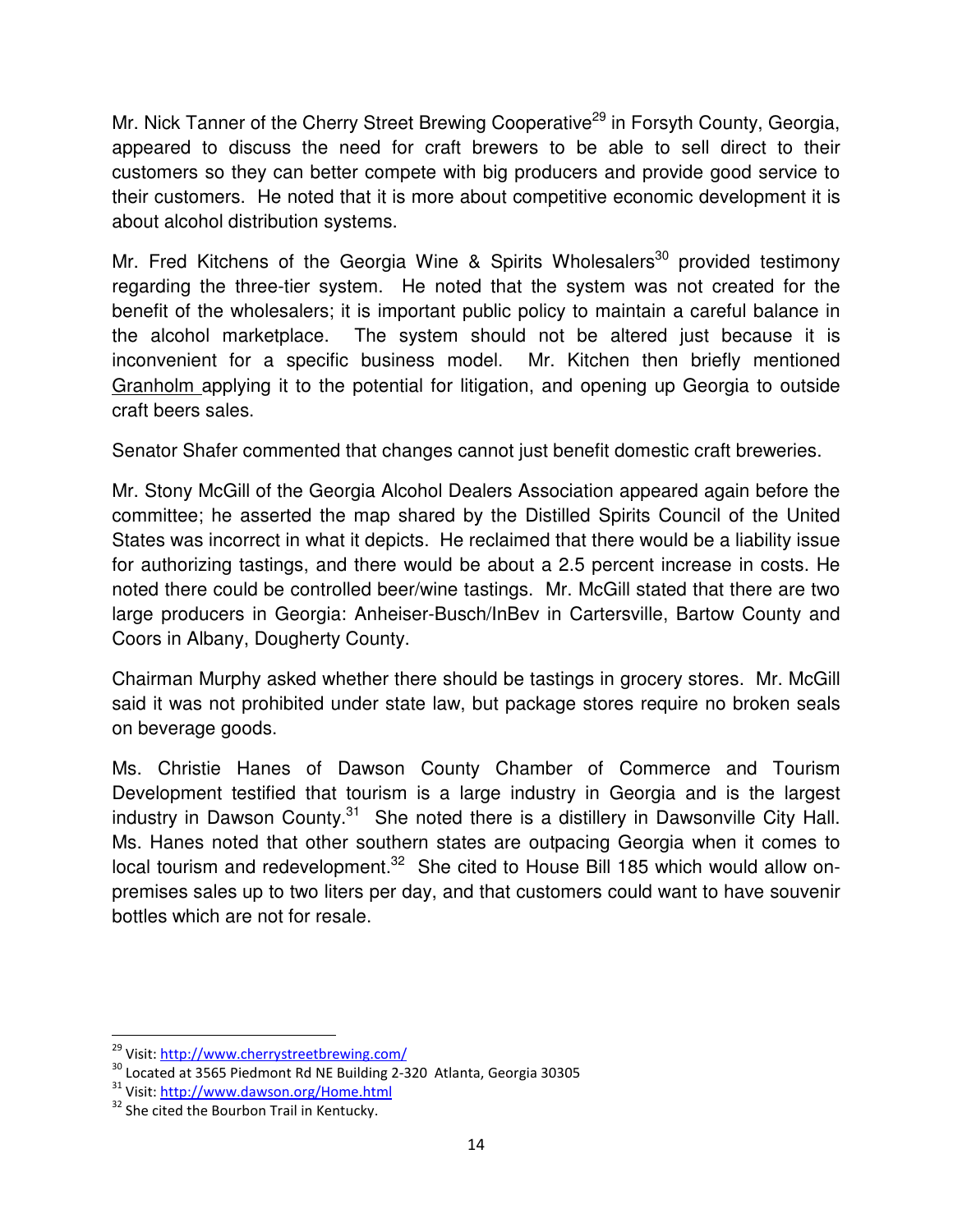Mr. Nick Tanner of the Cherry Street Brewing Cooperative[29] in Forsyth County, Georgia, appeared to discuss the need for craft brewers to be able to sell direct to their customers so they can better compete with big producers and provide good service to their customers. He noted that it is more about competitive economic development it is about alcohol distribution systems.

Mr. Fred Kitchens of the Georgia Wine & Spirits Wholesalers[30] provided testimony regarding the three-tier system. He noted that the system was not created for the benefit of the wholesalers; it is important public policy to maintain a careful balance in the alcohol marketplace. The system should not be altered just because it is inconvenient for a specific business model. Mr. Kitchen then briefly mentioned <u>Granholm</u> applying it to the potential for litigation, and opening up Georgia to outside craft beers sales.

Senator Shafer commented that changes cannot just benefit domestic craft breweries.

Mr. Stony McGill of the Georgia Alcohol Dealers Association appeared again before the committee; he asserted the map shared by the Distilled Spirits Council of the United States was incorrect in what it depicts. He reclaimed that there would be a liability issue for authorizing tastings, and there would be about a 2.5 percent increase in costs. He noted there could be controlled beer/wine tastings. Mr. McGill stated that there are two large producers in Georgia: Anheiser-Busch/InBev in Cartersville, Bartow County and Coors in Albany, Dougherty County.

Chairman Murphy asked whether there should be tastings in grocery stores. Mr. McGill said it was not prohibited under state law, but package stores require no broken seals on beverage goods.

Ms. Christie Hanes of Dawson County Chamber of Commerce and Tourism Development testified that tourism is a large industry in Georgia and is the largest industry in Dawson County.[31] She noted there is a distillery in Dawsonville City Hall. Ms. Hanes noted that other southern states are outpacing Georgia when it comes to local tourism and redevelopment.[32] She cited to House Bill 185 which would allow on-premises sales up to two liters per day, and that customers could want to have souvenir bottles which are not for resale.

---

[29] Visit: http://www.cherrystreetbrewing.com/

[30] Located at 3565 Piedmont Rd NE Building 2-320 Atlanta, Georgia 30305

[31] Visit: http://www.dawson.org/Home.html

[32] She cited the Bourbon Trail in Kentucky.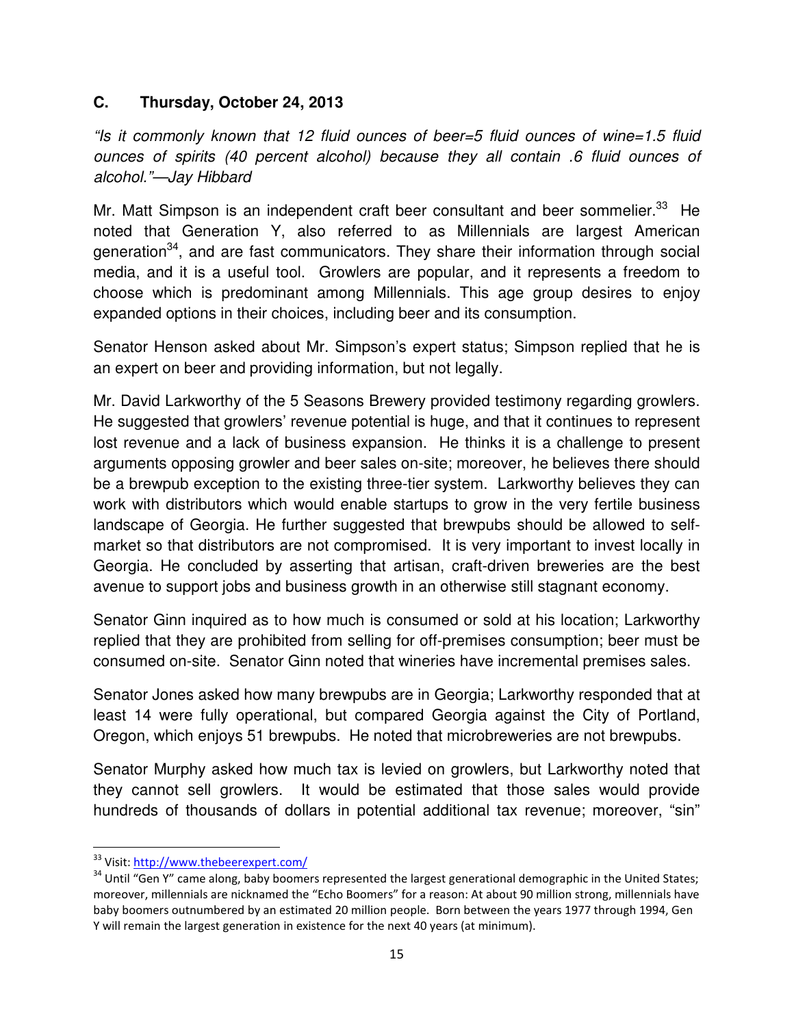### C. Thursday, October 24, 2013

*"Is it commonly known that 12 fluid ounces of beer=5 fluid ounces of wine=1.5 fluid ounces of spirits (40 percent alcohol) because they all contain .6 fluid ounces of alcohol."—Jay Hibbard*

Mr. Matt Simpson is an independent craft beer consultant and beer sommelier.[33] He noted that Generation Y, also referred to as Millennials are largest American generation[34], and are fast communicators. They share their information through social media, and it is a useful tool. Growlers are popular, and it represents a freedom to choose which is predominant among Millennials. This age group desires to enjoy expanded options in their choices, including beer and its consumption.

Senator Henson asked about Mr. Simpson's expert status; Simpson replied that he is an expert on beer and providing information, but not legally.

Mr. David Larkworthy of the 5 Seasons Brewery provided testimony regarding growlers. He suggested that growlers' revenue potential is huge, and that it continues to represent lost revenue and a lack of business expansion. He thinks it is a challenge to present arguments opposing growler and beer sales on-site; moreover, he believes there should be a brewpub exception to the existing three-tier system. Larkworthy believes they can work with distributors which would enable startups to grow in the very fertile business landscape of Georgia. He further suggested that brewpubs should be allowed to self-market so that distributors are not compromised. It is very important to invest locally in Georgia. He concluded by asserting that artisan, craft-driven breweries are the best avenue to support jobs and business growth in an otherwise still stagnant economy.

Senator Ginn inquired as to how much is consumed or sold at his location; Larkworthy replied that they are prohibited from selling for off-premises consumption; beer must be consumed on-site. Senator Ginn noted that wineries have incremental premises sales.

Senator Jones asked how many brewpubs are in Georgia; Larkworthy responded that at least 14 were fully operational, but compared Georgia against the City of Portland, Oregon, which enjoys 51 brewpubs. He noted that microbreweries are not brewpubs.

Senator Murphy asked how much tax is levied on growlers, but Larkworthy noted that they cannot sell growlers. It would be estimated that those sales would provide hundreds of thousands of dollars in potential additional tax revenue; moreover, "sin"

---

[33] Visit: http://www.thebeerexpert.com/

[34] Until "Gen Y" came along, baby boomers represented the largest generational demographic in the United States; moreover, millennials are nicknamed the "Echo Boomers" for a reason: At about 90 million strong, millennials have baby boomers outnumbered by an estimated 20 million people. Born between the years 1977 through 1994, Gen Y will remain the largest generation in existence for the next 40 years (at minimum).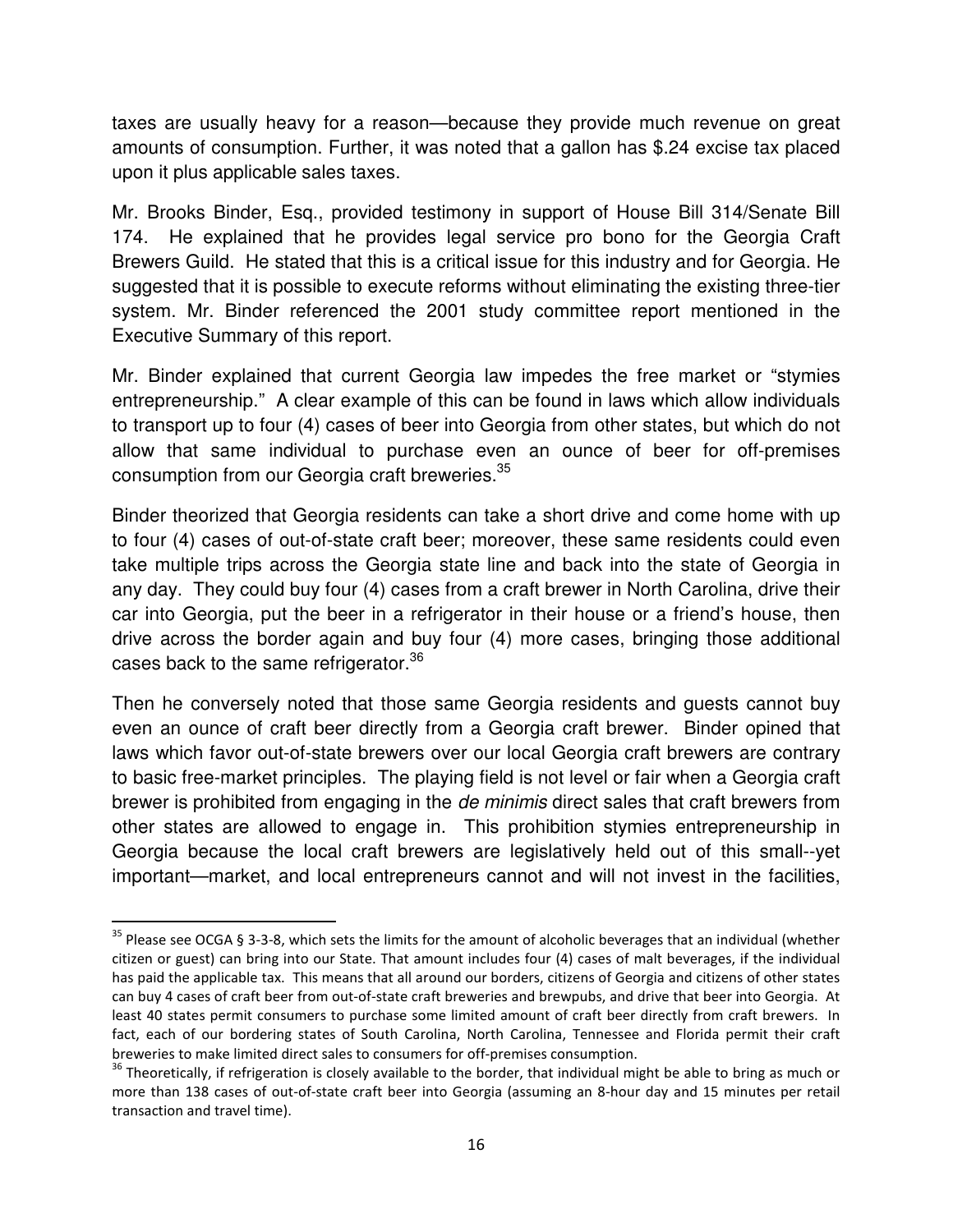taxes are usually heavy for a reason—because they provide much revenue on great amounts of consumption. Further, it was noted that a gallon has $.24 excise tax placed upon it plus applicable sales taxes.

Mr. Brooks Binder, Esq., provided testimony in support of House Bill 314/Senate Bill 174. He explained that he provides legal service pro bono for the Georgia Craft Brewers Guild. He stated that this is a critical issue for this industry and for Georgia. He suggested that it is possible to execute reforms without eliminating the existing three-tier system. Mr. Binder referenced the 2001 study committee report mentioned in the Executive Summary of this report.

Mr. Binder explained that current Georgia law impedes the free market or "stymies entrepreneurship." A clear example of this can be found in laws which allow individuals to transport up to four (4) cases of beer into Georgia from other states, but which do not allow that same individual to purchase even an ounce of beer for off-premises consumption from our Georgia craft breweries.[35]

Binder theorized that Georgia residents can take a short drive and come home with up to four (4) cases of out-of-state craft beer; moreover, these same residents could even take multiple trips across the Georgia state line and back into the state of Georgia in any day. They could buy four (4) cases from a craft brewer in North Carolina, drive their car into Georgia, put the beer in a refrigerator in their house or a friend's house, then drive across the border again and buy four (4) more cases, bringing those additional cases back to the same refrigerator.[36]

Then he conversely noted that those same Georgia residents and guests cannot buy even an ounce of craft beer directly from a Georgia craft brewer. Binder opined that laws which favor out-of-state brewers over our local Georgia craft brewers are contrary to basic free-market principles. The playing field is not level or fair when a Georgia craft brewer is prohibited from engaging in the *de minimis* direct sales that craft brewers from other states are allowed to engage in. This prohibition stymies entrepreneurship in Georgia because the local craft brewers are legislatively held out of this small--yet important—market, and local entrepreneurs cannot and will not invest in the facilities,

---

[35] Please see OCGA § 3-3-8, which sets the limits for the amount of alcoholic beverages that an individual (whether citizen or guest) can bring into our State. That amount includes four (4) cases of malt beverages, if the individual has paid the applicable tax. This means that all around our borders, citizens of Georgia and citizens of other states can buy 4 cases of craft beer from out-of-state craft breweries and brewpubs, and drive that beer into Georgia. At least 40 states permit consumers to purchase some limited amount of craft beer directly from craft brewers. In fact, each of our bordering states of South Carolina, North Carolina, Tennessee and Florida permit their craft breweries to make limited direct sales to consumers for off-premises consumption.

[36] Theoretically, if refrigeration is closely available to the border, that individual might be able to bring as much or more than 138 cases of out-of-state craft beer into Georgia (assuming an 8-hour day and 15 minutes per retail transaction and travel time).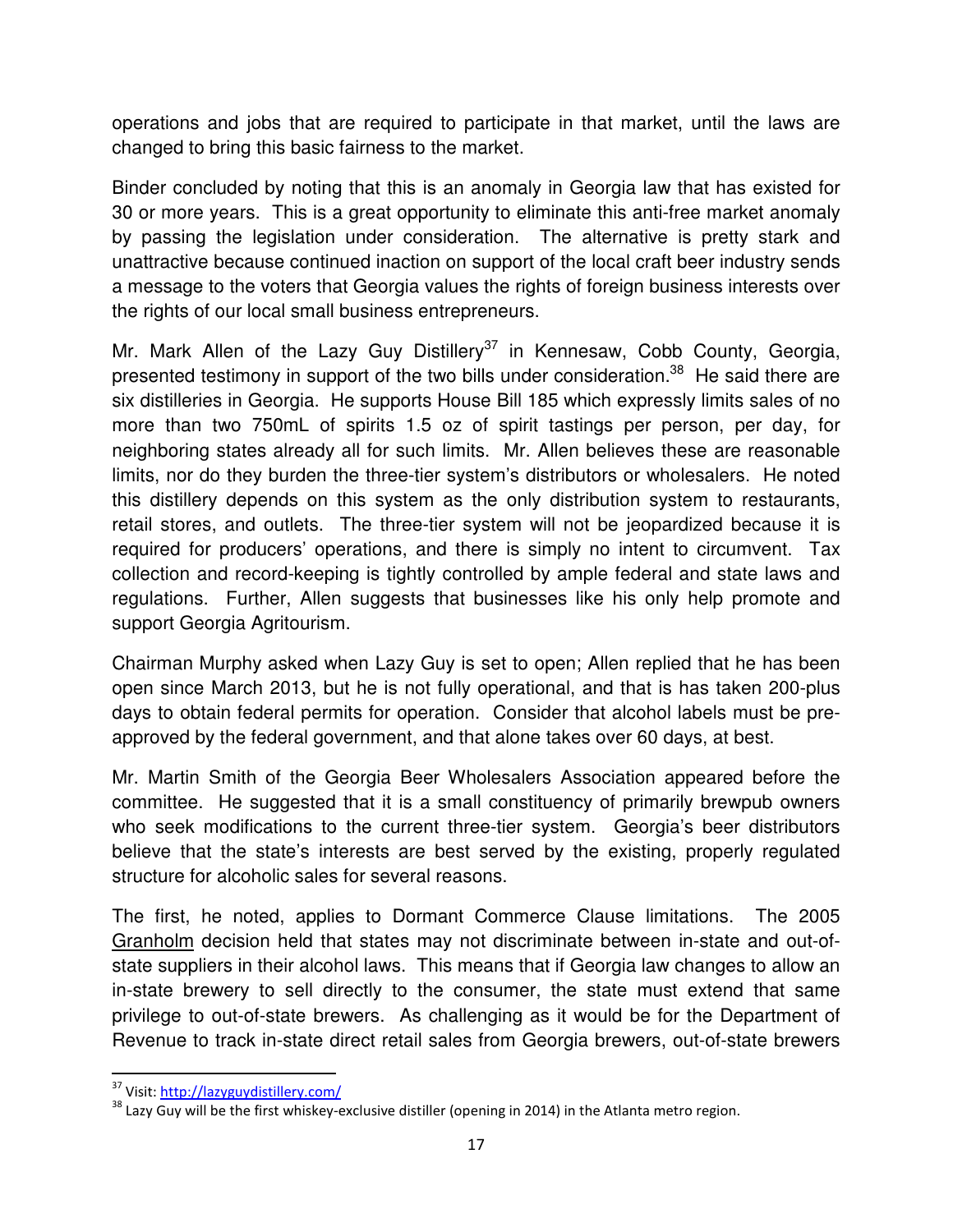operations and jobs that are required to participate in that market, until the laws are changed to bring this basic fairness to the market.

Binder concluded by noting that this is an anomaly in Georgia law that has existed for 30 or more years. This is a great opportunity to eliminate this anti-free market anomaly by passing the legislation under consideration. The alternative is pretty stark and unattractive because continued inaction on support of the local craft beer industry sends a message to the voters that Georgia values the rights of foreign business interests over the rights of our local small business entrepreneurs.

Mr. Mark Allen of the Lazy Guy Distillery[37] in Kennesaw, Cobb County, Georgia, presented testimony in support of the two bills under consideration.[38] He said there are six distilleries in Georgia. He supports House Bill 185 which expressly limits sales of no more than two 750mL of spirits 1.5 oz of spirit tastings per person, per day, for neighboring states already all for such limits. Mr. Allen believes these are reasonable limits, nor do they burden the three-tier system's distributors or wholesalers. He noted this distillery depends on this system as the only distribution system to restaurants, retail stores, and outlets. The three-tier system will not be jeopardized because it is required for producers' operations, and there is simply no intent to circumvent. Tax collection and record-keeping is tightly controlled by ample federal and state laws and regulations. Further, Allen suggests that businesses like his only help promote and support Georgia Agritourism.

Chairman Murphy asked when Lazy Guy is set to open; Allen replied that he has been open since March 2013, but he is not fully operational, and that is has taken 200-plus days to obtain federal permits for operation. Consider that alcohol labels must be pre-approved by the federal government, and that alone takes over 60 days, at best.

Mr. Martin Smith of the Georgia Beer Wholesalers Association appeared before the committee. He suggested that it is a small constituency of primarily brewpub owners who seek modifications to the current three-tier system. Georgia's beer distributors believe that the state's interests are best served by the existing, properly regulated structure for alcoholic sales for several reasons.

The first, he noted, applies to Dormant Commerce Clause limitations. The 2005 Granholm decision held that states may not discriminate between in-state and out-of-state suppliers in their alcohol laws. This means that if Georgia law changes to allow an in-state brewery to sell directly to the consumer, the state must extend that same privilege to out-of-state brewers. As challenging as it would be for the Department of Revenue to track in-state direct retail sales from Georgia brewers, out-of-state brewers

---

[37] Visit: http://lazyguydistillery.com/

[38] Lazy Guy will be the first whiskey-exclusive distiller (opening in 2014) in the Atlanta metro region.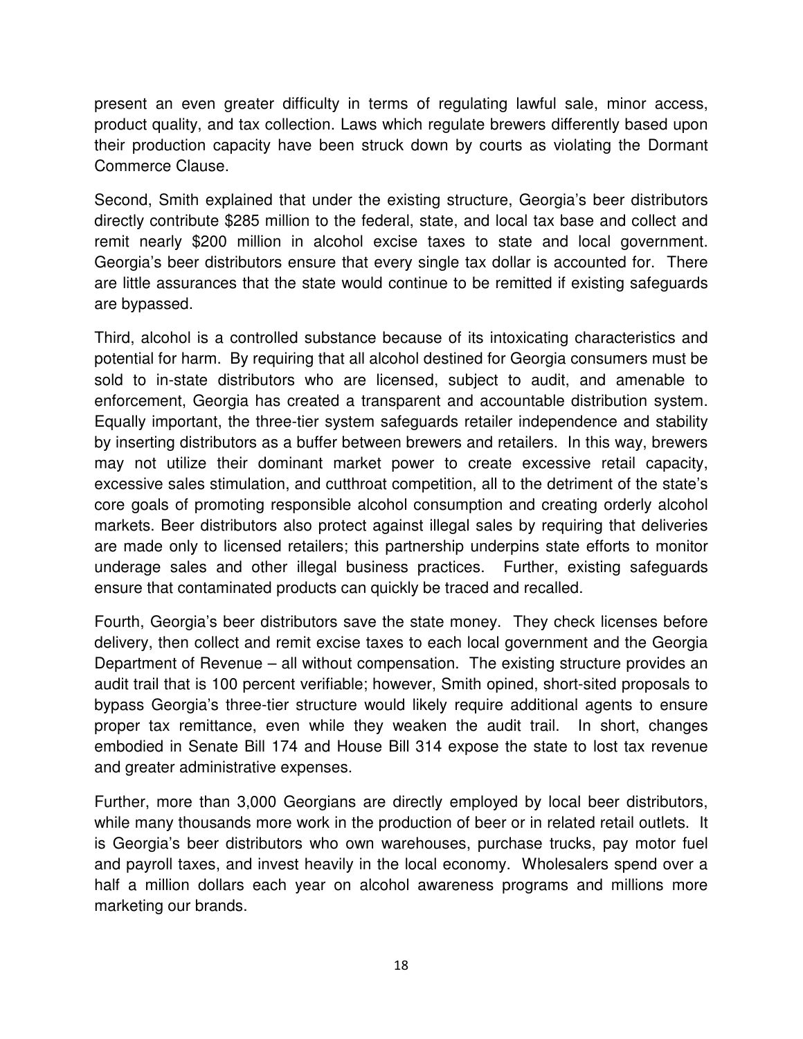present an even greater difficulty in terms of regulating lawful sale, minor access, product quality, and tax collection. Laws which regulate brewers differently based upon their production capacity have been struck down by courts as violating the Dormant Commerce Clause.

Second, Smith explained that under the existing structure, Georgia's beer distributors directly contribute $285 million to the federal, state, and local tax base and collect and remit nearly $200 million in alcohol excise taxes to state and local government. Georgia's beer distributors ensure that every single tax dollar is accounted for. There are little assurances that the state would continue to be remitted if existing safeguards are bypassed.

Third, alcohol is a controlled substance because of its intoxicating characteristics and potential for harm. By requiring that all alcohol destined for Georgia consumers must be sold to in-state distributors who are licensed, subject to audit, and amenable to enforcement, Georgia has created a transparent and accountable distribution system. Equally important, the three-tier system safeguards retailer independence and stability by inserting distributors as a buffer between brewers and retailers. In this way, brewers may not utilize their dominant market power to create excessive retail capacity, excessive sales stimulation, and cutthroat competition, all to the detriment of the state's core goals of promoting responsible alcohol consumption and creating orderly alcohol markets. Beer distributors also protect against illegal sales by requiring that deliveries are made only to licensed retailers; this partnership underpins state efforts to monitor underage sales and other illegal business practices. Further, existing safeguards ensure that contaminated products can quickly be traced and recalled.

Fourth, Georgia's beer distributors save the state money. They check licenses before delivery, then collect and remit excise taxes to each local government and the Georgia Department of Revenue – all without compensation. The existing structure provides an audit trail that is 100 percent verifiable; however, Smith opined, short-sited proposals to bypass Georgia's three-tier structure would likely require additional agents to ensure proper tax remittance, even while they weaken the audit trail. In short, changes embodied in Senate Bill 174 and House Bill 314 expose the state to lost tax revenue and greater administrative expenses.

Further, more than 3,000 Georgians are directly employed by local beer distributors, while many thousands more work in the production of beer or in related retail outlets. It is Georgia's beer distributors who own warehouses, purchase trucks, pay motor fuel and payroll taxes, and invest heavily in the local economy. Wholesalers spend over a half a million dollars each year on alcohol awareness programs and millions more marketing our brands.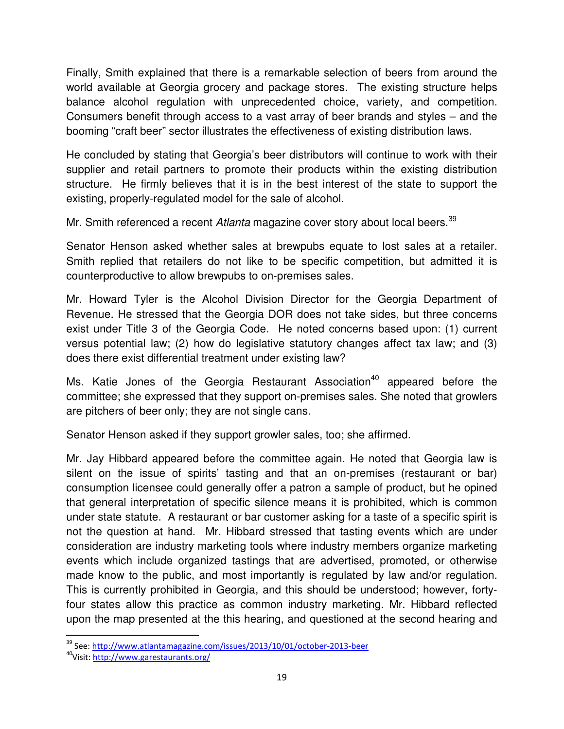Finally, Smith explained that there is a remarkable selection of beers from around the world available at Georgia grocery and package stores. The existing structure helps balance alcohol regulation with unprecedented choice, variety, and competition. Consumers benefit through access to a vast array of beer brands and styles – and the booming "craft beer" sector illustrates the effectiveness of existing distribution laws.

He concluded by stating that Georgia's beer distributors will continue to work with their supplier and retail partners to promote their products within the existing distribution structure. He firmly believes that it is in the best interest of the state to support the existing, properly-regulated model for the sale of alcohol.

Mr. Smith referenced a recent *Atlanta* magazine cover story about local beers.[39]

Senator Henson asked whether sales at brewpubs equate to lost sales at a retailer. Smith replied that retailers do not like to be specific competition, but admitted it is counterproductive to allow brewpubs to on-premises sales.

Mr. Howard Tyler is the Alcohol Division Director for the Georgia Department of Revenue. He stressed that the Georgia DOR does not take sides, but three concerns exist under Title 3 of the Georgia Code. He noted concerns based upon: (1) current versus potential law; (2) how do legislative statutory changes affect tax law; and (3) does there exist differential treatment under existing law?

Ms. Katie Jones of the Georgia Restaurant Association[40] appeared before the committee; she expressed that they support on-premises sales. She noted that growlers are pitchers of beer only; they are not single cans.

Senator Henson asked if they support growler sales, too; she affirmed.

Mr. Jay Hibbard appeared before the committee again. He noted that Georgia law is silent on the issue of spirits' tasting and that an on-premises (restaurant or bar) consumption licensee could generally offer a patron a sample of product, but he opined that general interpretation of specific silence means it is prohibited, which is common under state statute. A restaurant or bar customer asking for a taste of a specific spirit is not the question at hand. Mr. Hibbard stressed that tasting events which are under consideration are industry marketing tools where industry members organize marketing events which include organized tastings that are advertised, promoted, or otherwise made know to the public, and most importantly is regulated by law and/or regulation. This is currently prohibited in Georgia, and this should be understood; however, forty-four states allow this practice as common industry marketing. Mr. Hibbard reflected upon the map presented at the this hearing, and questioned at the second hearing and

---

[39] See: http://www.atlantamagazine.com/issues/2013/10/01/october-2013-beer

[40] Visit: http://www.garestaurants.org/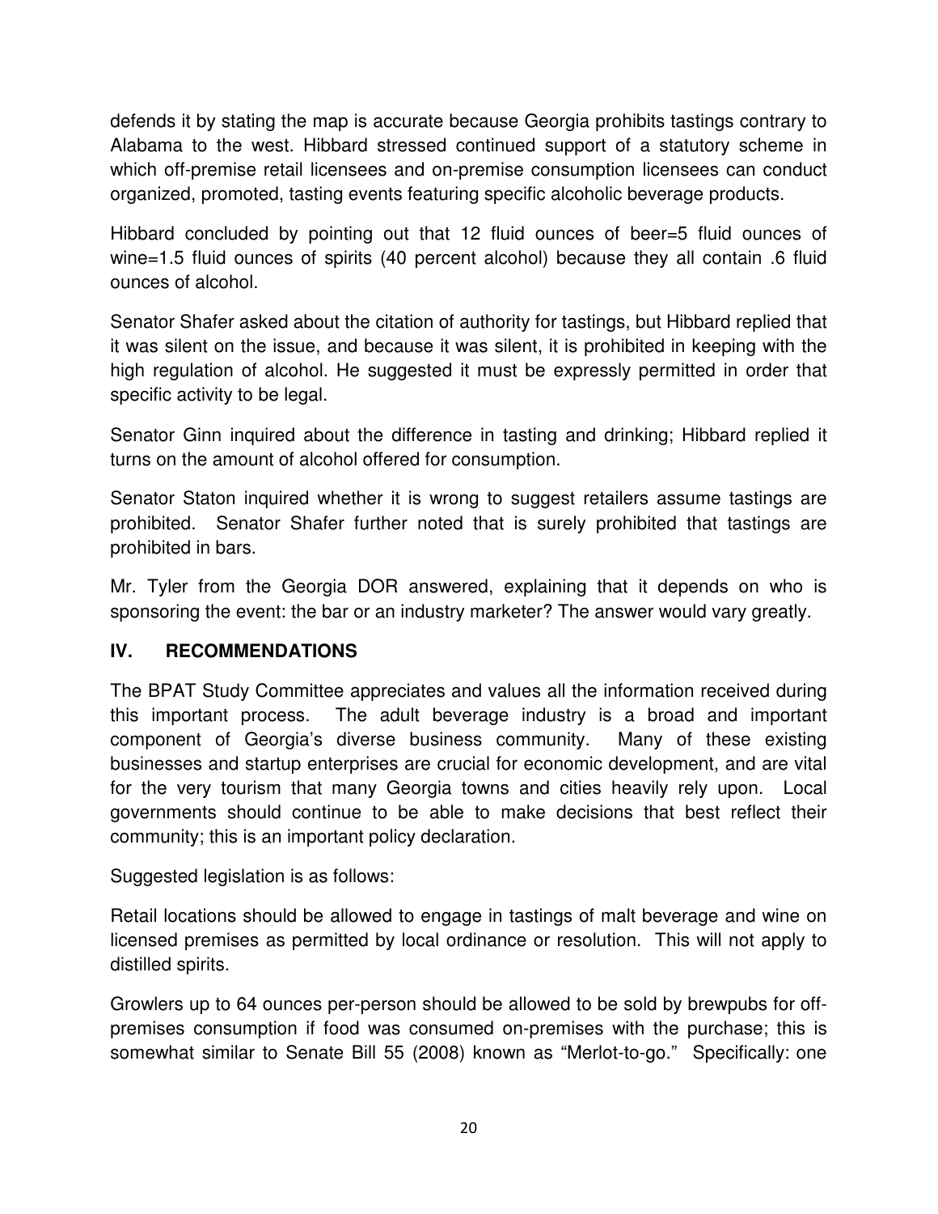defends it by stating the map is accurate because Georgia prohibits tastings contrary to Alabama to the west. Hibbard stressed continued support of a statutory scheme in which off-premise retail licensees and on-premise consumption licensees can conduct organized, promoted, tasting events featuring specific alcoholic beverage products.

Hibbard concluded by pointing out that 12 fluid ounces of beer=5 fluid ounces of wine=1.5 fluid ounces of spirits (40 percent alcohol) because they all contain .6 fluid ounces of alcohol.

Senator Shafer asked about the citation of authority for tastings, but Hibbard replied that it was silent on the issue, and because it was silent, it is prohibited in keeping with the high regulation of alcohol. He suggested it must be expressly permitted in order that specific activity to be legal.

Senator Ginn inquired about the difference in tasting and drinking; Hibbard replied it turns on the amount of alcohol offered for consumption.

Senator Staton inquired whether it is wrong to suggest retailers assume tastings are prohibited. Senator Shafer further noted that is surely prohibited that tastings are prohibited in bars.

Mr. Tyler from the Georgia DOR answered, explaining that it depends on who is sponsoring the event: the bar or an industry marketer? The answer would vary greatly.

## IV. RECOMMENDATIONS

The BPAT Study Committee appreciates and values all the information received during this important process. The adult beverage industry is a broad and important component of Georgia's diverse business community. Many of these existing businesses and startup enterprises are crucial for economic development, and are vital for the very tourism that many Georgia towns and cities heavily rely upon. Local governments should continue to be able to make decisions that best reflect their community; this is an important policy declaration.

Suggested legislation is as follows:

Retail locations should be allowed to engage in tastings of malt beverage and wine on licensed premises as permitted by local ordinance or resolution. This will not apply to distilled spirits.

Growlers up to 64 ounces per-person should be allowed to be sold by brewpubs for off-premises consumption if food was consumed on-premises with the purchase; this is somewhat similar to Senate Bill 55 (2008) known as "Merlot-to-go." Specifically: one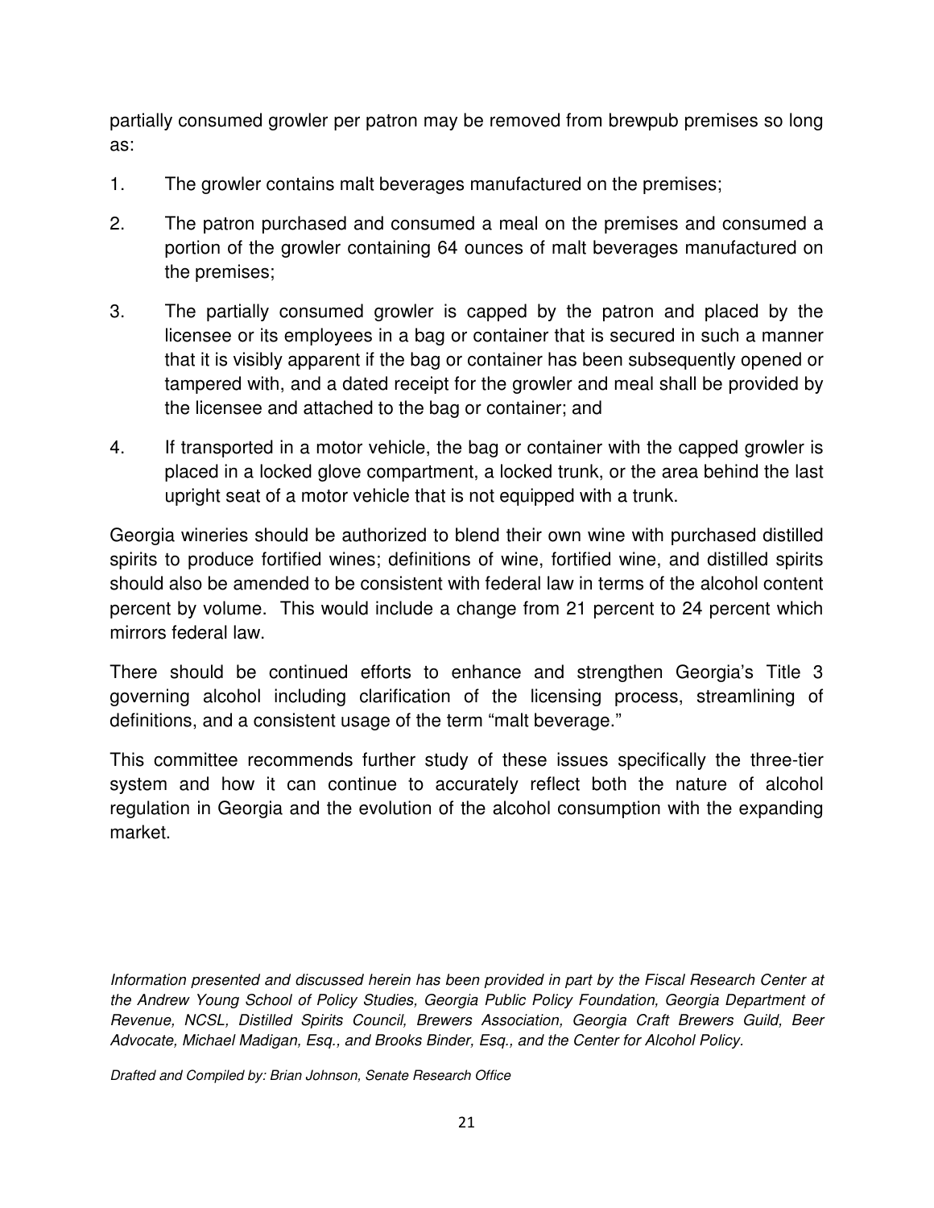partially consumed growler per patron may be removed from brewpub premises so long as:

1. The growler contains malt beverages manufactured on the premises;
2. The patron purchased and consumed a meal on the premises and consumed a portion of the growler containing 64 ounces of malt beverages manufactured on the premises;
3. The partially consumed growler is capped by the patron and placed by the licensee or its employees in a bag or container that is secured in such a manner that it is visibly apparent if the bag or container has been subsequently opened or tampered with, and a dated receipt for the growler and meal shall be provided by the licensee and attached to the bag or container; and
4. If transported in a motor vehicle, the bag or container with the capped growler is placed in a locked glove compartment, a locked trunk, or the area behind the last upright seat of a motor vehicle that is not equipped with a trunk.

Georgia wineries should be authorized to blend their own wine with purchased distilled spirits to produce fortified wines; definitions of wine, fortified wine, and distilled spirits should also be amended to be consistent with federal law in terms of the alcohol content percent by volume. This would include a change from 21 percent to 24 percent which mirrors federal law.

There should be continued efforts to enhance and strengthen Georgia's Title 3 governing alcohol including clarification of the licensing process, streamlining of definitions, and a consistent usage of the term "malt beverage."

This committee recommends further study of these issues specifically the three-tier system and how it can continue to accurately reflect both the nature of alcohol regulation in Georgia and the evolution of the alcohol consumption with the expanding market.

*Information presented and discussed herein has been provided in part by the Fiscal Research Center at the Andrew Young School of Policy Studies, Georgia Public Policy Foundation, Georgia Department of Revenue, NCSL, Distilled Spirits Council, Brewers Association, Georgia Craft Brewers Guild, Beer Advocate, Michael Madigan, Esq., and Brooks Binder, Esq., and the Center for Alcohol Policy.*

*Drafted and Compiled by: Brian Johnson, Senate Research Office*